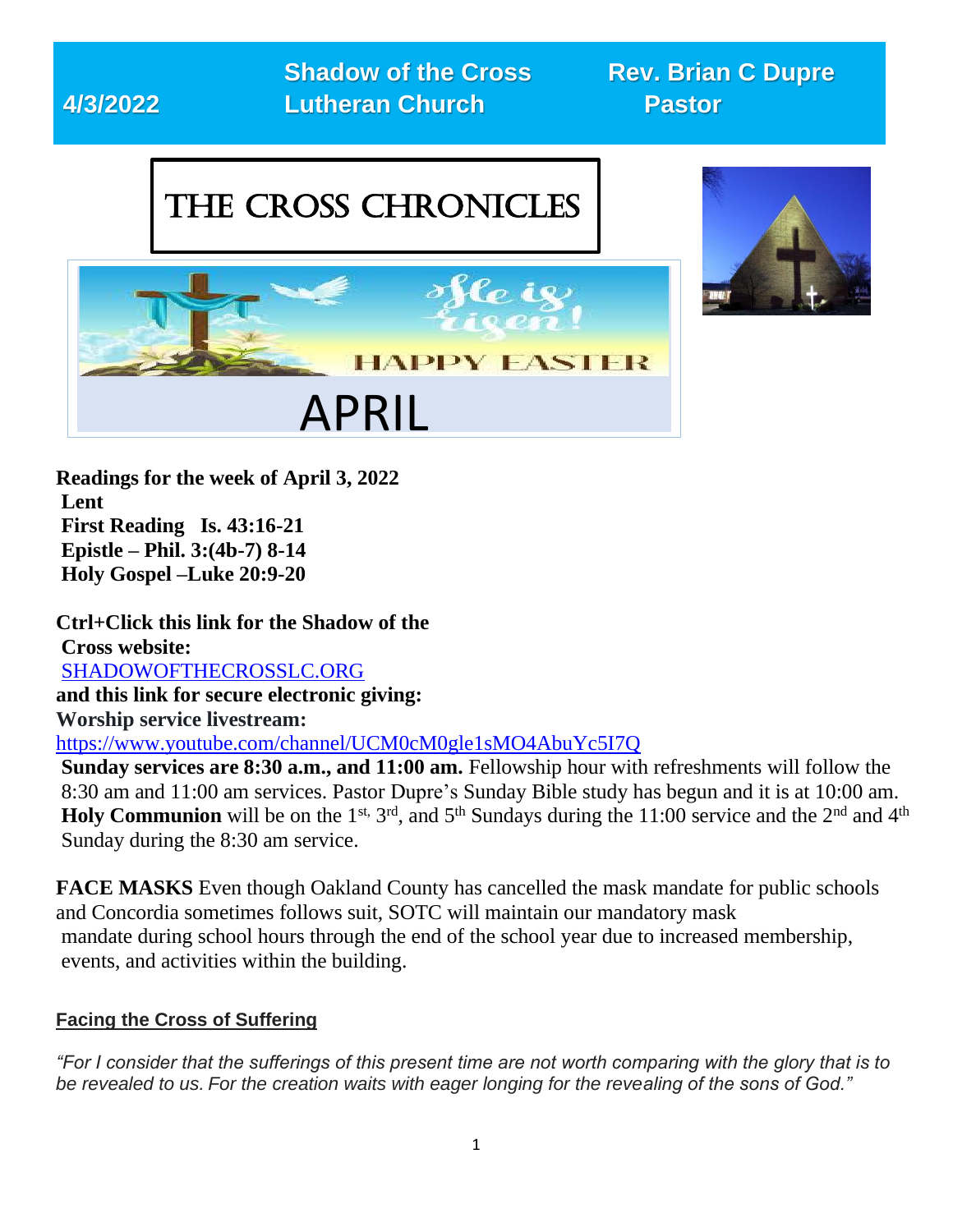**4/3/2022** | **Shadow of the Cross Lutheran Church** | **Rev. Brian C Dupre Pastor**

# THE CROSS CHRONICLES

He is risen!

HAPPY EASTER

APRIL

**Readings for the week of April 3, 2022**
**Lent**
**First Reading Is. 43:16-21**
**Epistle – Phil. 3:(4b-7) 8-14**
**Holy Gospel –Luke 20:9-20**

**Ctrl+Click this link for the Shadow of the Cross website:**
[SHADOWOFTHECROSSLC.ORG](SHADOWOFTHECROSSLC.ORG)
**and this link for secure electronic giving:**
**Worship service livestream:**
https://www.youtube.com/channel/UCM0cM0gle1sMO4AbuYc5I7Q

**Sunday services are 8:30 a.m., and 11:00 am.** Fellowship hour with refreshments will follow the 8:30 am and 11:00 am services. Pastor Dupre's Sunday Bible study has begun and it is at 10:00 am. **Holy Communion** will be on the 1st, 3rd, and 5th Sundays during the 11:00 service and the 2nd and 4th Sunday during the 8:30 am service.

**FACE MASKS** Even though Oakland County has cancelled the mask mandate for public schools and Concordia sometimes follows suit, SOTC will maintain our mandatory mask mandate during school hours through the end of the school year due to increased membership, events, and activities within the building.

## Facing the Cross of Suffering

*"For I consider that the sufferings of this present time are not worth comparing with the glory that is to be revealed to us. For the creation waits with eager longing for the revealing of the sons of God."*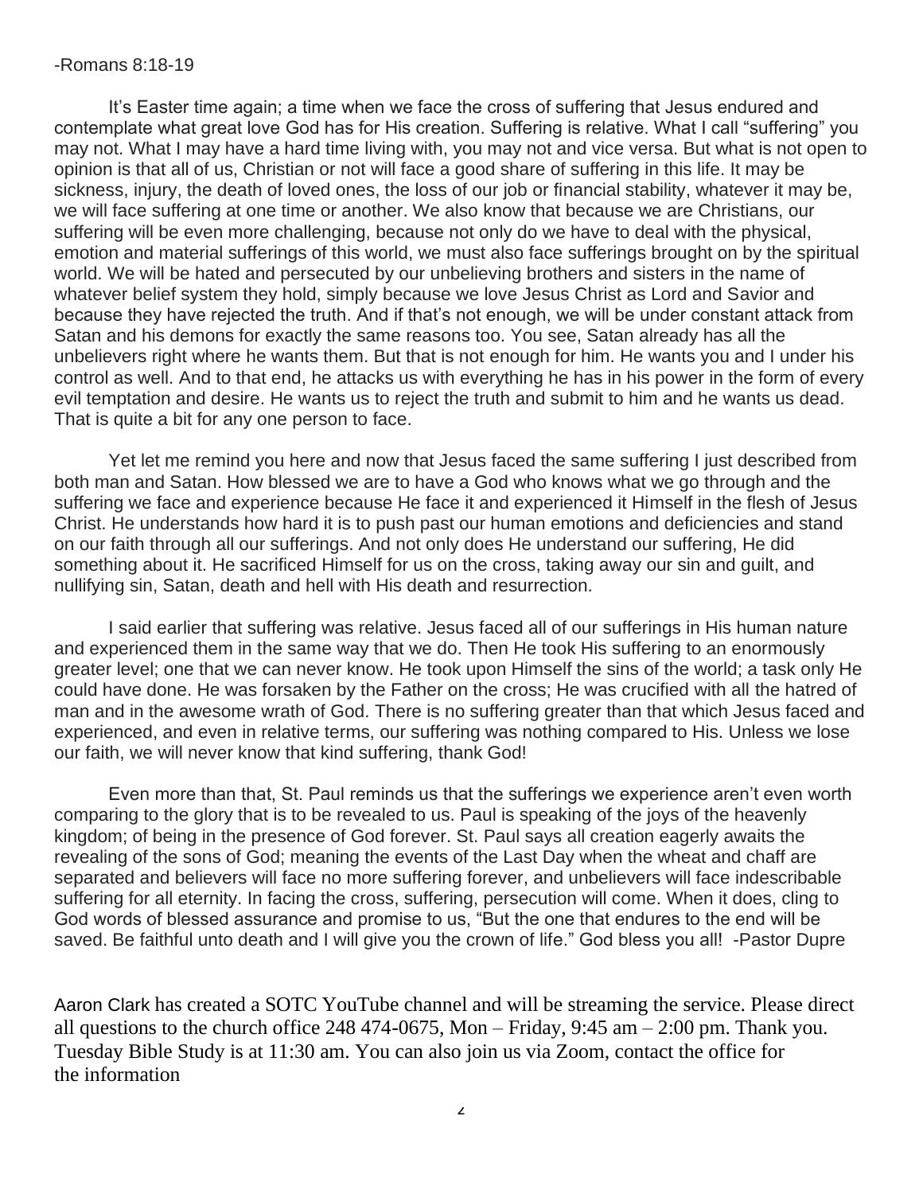-Romans 8:18-19

It's Easter time again; a time when we face the cross of suffering that Jesus endured and contemplate what great love God has for His creation. Suffering is relative. What I call "suffering" you may not. What I may have a hard time living with, you may not and vice versa. But what is not open to opinion is that all of us, Christian or not will face a good share of suffering in this life. It may be sickness, injury, the death of loved ones, the loss of our job or financial stability, whatever it may be, we will face suffering at one time or another. We also know that because we are Christians, our suffering will be even more challenging, because not only do we have to deal with the physical, emotion and material sufferings of this world, we must also face sufferings brought on by the spiritual world. We will be hated and persecuted by our unbelieving brothers and sisters in the name of whatever belief system they hold, simply because we love Jesus Christ as Lord and Savior and because they have rejected the truth. And if that's not enough, we will be under constant attack from Satan and his demons for exactly the same reasons too. You see, Satan already has all the unbelievers right where he wants them. But that is not enough for him. He wants you and I under his control as well. And to that end, he attacks us with everything he has in his power in the form of every evil temptation and desire. He wants us to reject the truth and submit to him and he wants us dead. That is quite a bit for any one person to face.

Yet let me remind you here and now that Jesus faced the same suffering I just described from both man and Satan. How blessed we are to have a God who knows what we go through and the suffering we face and experience because He face it and experienced it Himself in the flesh of Jesus Christ. He understands how hard it is to push past our human emotions and deficiencies and stand on our faith through all our sufferings. And not only does He understand our suffering, He did something about it. He sacrificed Himself for us on the cross, taking away our sin and guilt, and nullifying sin, Satan, death and hell with His death and resurrection.

I said earlier that suffering was relative. Jesus faced all of our sufferings in His human nature and experienced them in the same way that we do. Then He took His suffering to an enormously greater level; one that we can never know. He took upon Himself the sins of the world; a task only He could have done. He was forsaken by the Father on the cross; He was crucified with all the hatred of man and in the awesome wrath of God. There is no suffering greater than that which Jesus faced and experienced, and even in relative terms, our suffering was nothing compared to His. Unless we lose our faith, we will never know that kind suffering, thank God!

Even more than that, St. Paul reminds us that the sufferings we experience aren't even worth comparing to the glory that is to be revealed to us. Paul is speaking of the joys of the heavenly kingdom; of being in the presence of God forever. St. Paul says all creation eagerly awaits the revealing of the sons of God; meaning the events of the Last Day when the wheat and chaff are separated and believers will face no more suffering forever, and unbelievers will face indescribable suffering for all eternity. In facing the cross, suffering, persecution will come. When it does, cling to God words of blessed assurance and promise to us, "But the one that endures to the end will be saved. Be faithful unto death and I will give you the crown of life." God bless you all! -Pastor Dupre

Aaron Clark has created a SOTC YouTube channel and will be streaming the service. Please direct all questions to the church office 248 474-0675, Mon – Friday, 9:45 am – 2:00 pm. Thank you. Tuesday Bible Study is at 11:30 am. You can also join us via Zoom, contact the office for the information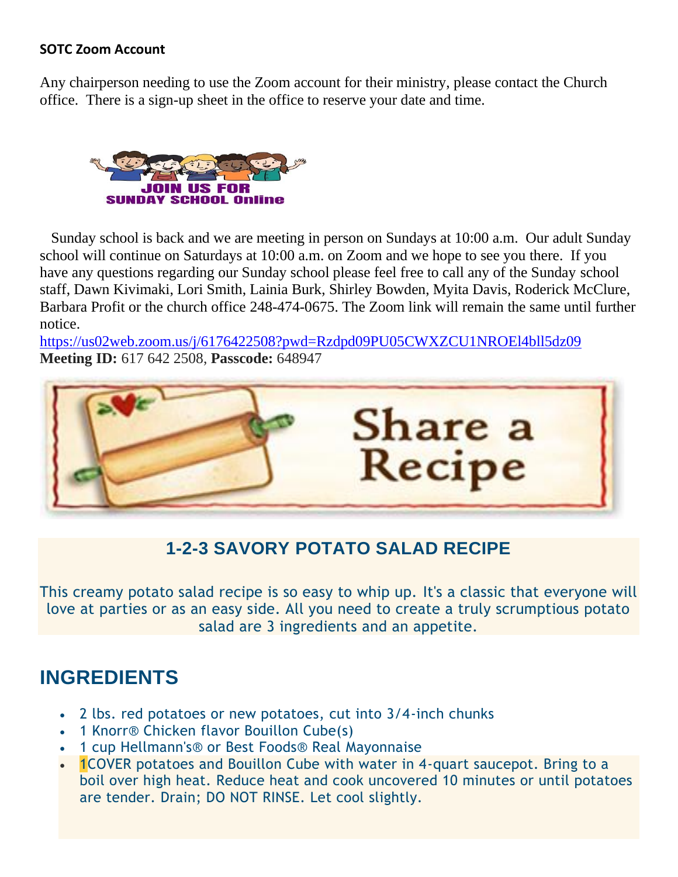**SOTC Zoom Account**

Any chairperson needing to use the Zoom account for their ministry, please contact the Church office. There is a sign-up sheet in the office to reserve your date and time.

JOIN US FOR SUNDAY SCHOOL Online

Sunday school is back and we are meeting in person on Sundays at 10:00 a.m. Our adult Sunday school will continue on Saturdays at 10:00 a.m. on Zoom and we hope to see you there. If you have any questions regarding our Sunday school please feel free to call any of the Sunday school staff, Dawn Kivimaki, Lori Smith, Lainia Burk, Shirley Bowden, Myita Davis, Roderick McClure, Barbara Profit or the church office 248-474-0675. The Zoom link will remain the same until further notice.
https://us02web.zoom.us/j/6176422508?pwd=Rzdpd09PU05CWXZCU1NROEl4bll5dz09
**Meeting ID:** 617 642 2508, **Passcode:** 648947

Share a Recipe

## 1-2-3 SAVORY POTATO SALAD RECIPE

This creamy potato salad recipe is so easy to whip up. It's a classic that everyone will love at parties or as an easy side. All you need to create a truly scrumptious potato salad are 3 ingredients and an appetite.

## INGREDIENTS

- 2 lbs. red potatoes or new potatoes, cut into 3/4-inch chunks
- 1 Knorr® Chicken flavor Bouillon Cube(s)
- 1 cup Hellmann's® or Best Foods® Real Mayonnaise
- 1COVER potatoes and Bouillon Cube with water in 4-quart saucepot. Bring to a boil over high heat. Reduce heat and cook uncovered 10 minutes or until potatoes are tender. Drain; DO NOT RINSE. Let cool slightly.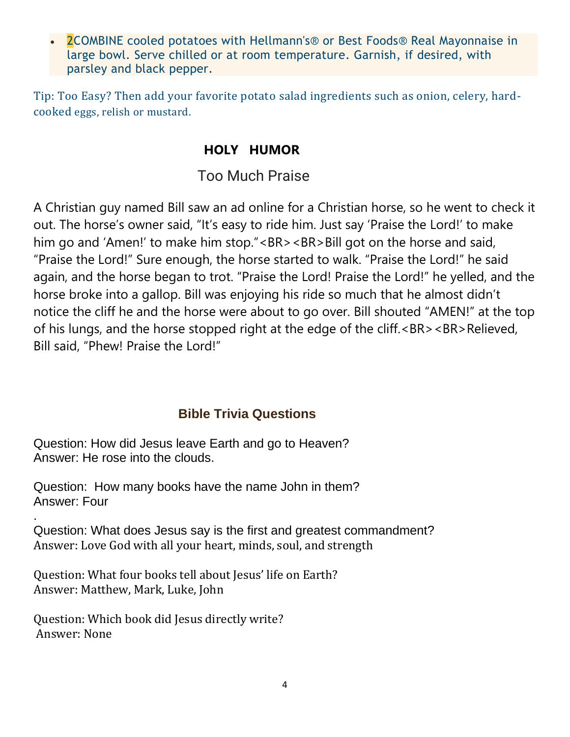- 2COMBINE cooled potatoes with Hellmann's® or Best Foods® Real Mayonnaise in large bowl. Serve chilled or at room temperature. Garnish, if desired, with parsley and black pepper.

Tip: Too Easy? Then add your favorite potato salad ingredients such as onion, celery, hard-cooked eggs, relish or mustard.

## HOLY HUMOR

### Too Much Praise

A Christian guy named Bill saw an ad online for a Christian horse, so he went to check it out. The horse's owner said, "It's easy to ride him. Just say 'Praise the Lord!' to make him go and 'Amen!' to make him stop."<BR><BR>Bill got on the horse and said, "Praise the Lord!" Sure enough, the horse started to walk. "Praise the Lord!" he said again, and the horse began to trot. "Praise the Lord! Praise the Lord!" he yelled, and the horse broke into a gallop. Bill was enjoying his ride so much that he almost didn't notice the cliff he and the horse were about to go over. Bill shouted "AMEN!" at the top of his lungs, and the horse stopped right at the edge of the cliff.<BR><BR>Relieved, Bill said, "Phew! Praise the Lord!"

## Bible Trivia Questions

Question: How did Jesus leave Earth and go to Heaven?
Answer: He rose into the clouds.

Question: How many books have the name John in them?
Answer: Four

.

Question: What does Jesus say is the first and greatest commandment?
Answer: Love God with all your heart, minds, soul, and strength

Question: What four books tell about Jesus' life on Earth?
Answer: Matthew, Mark, Luke, John

Question: Which book did Jesus directly write?
Answer: None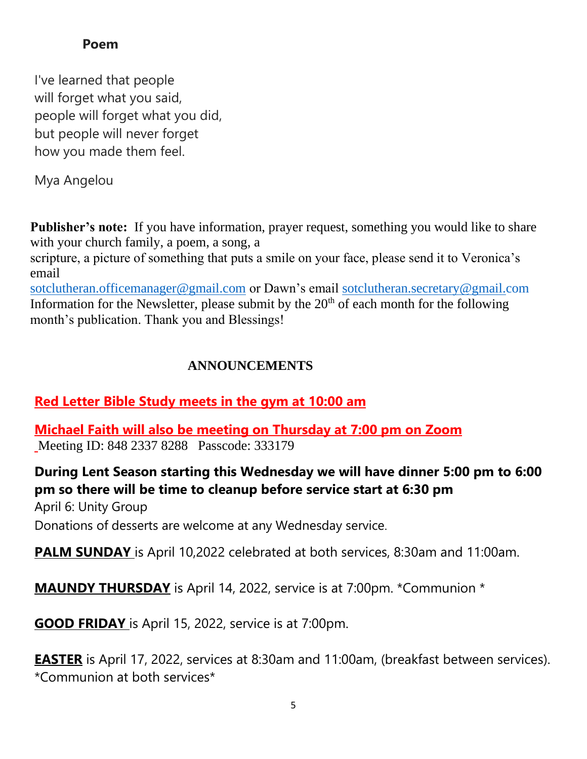## Poem

I've learned that people
will forget what you said,
people will forget what you did,
but people will never forget
how you made them feel.

Mya Angelou

**Publisher's note:** If you have information, prayer request, something you would like to share with your church family, a poem, a song, a scripture, a picture of something that puts a smile on your face, please send it to Veronica's email sotclutheran.officemanager@gmail.com or Dawn's email sotclutheran.secretary@gmail.com Information for the Newsletter, please submit by the 20th of each month for the following month's publication. Thank you and Blessings!

## ANNOUNCEMENTS

**Red Letter Bible Study meets in the gym at 10:00 am**

**Michael Faith will also be meeting on Thursday at 7:00 pm on Zoom**
Meeting ID: 848 2337 8288 Passcode: 333179

**During Lent Season starting this Wednesday we will have dinner 5:00 pm to 6:00 pm so there will be time to cleanup before service start at 6:30 pm**
April 6: Unity Group
Donations of desserts are welcome at any Wednesday service.

**PALM SUNDAY** is April 10,2022 celebrated at both services, 8:30am and 11:00am.

**MAUNDY THURSDAY** is April 14, 2022, service is at 7:00pm. *Communion *

**GOOD FRIDAY** is April 15, 2022, service is at 7:00pm.

**EASTER** is April 17, 2022, services at 8:30am and 11:00am, (breakfast between services). *Communion at both services*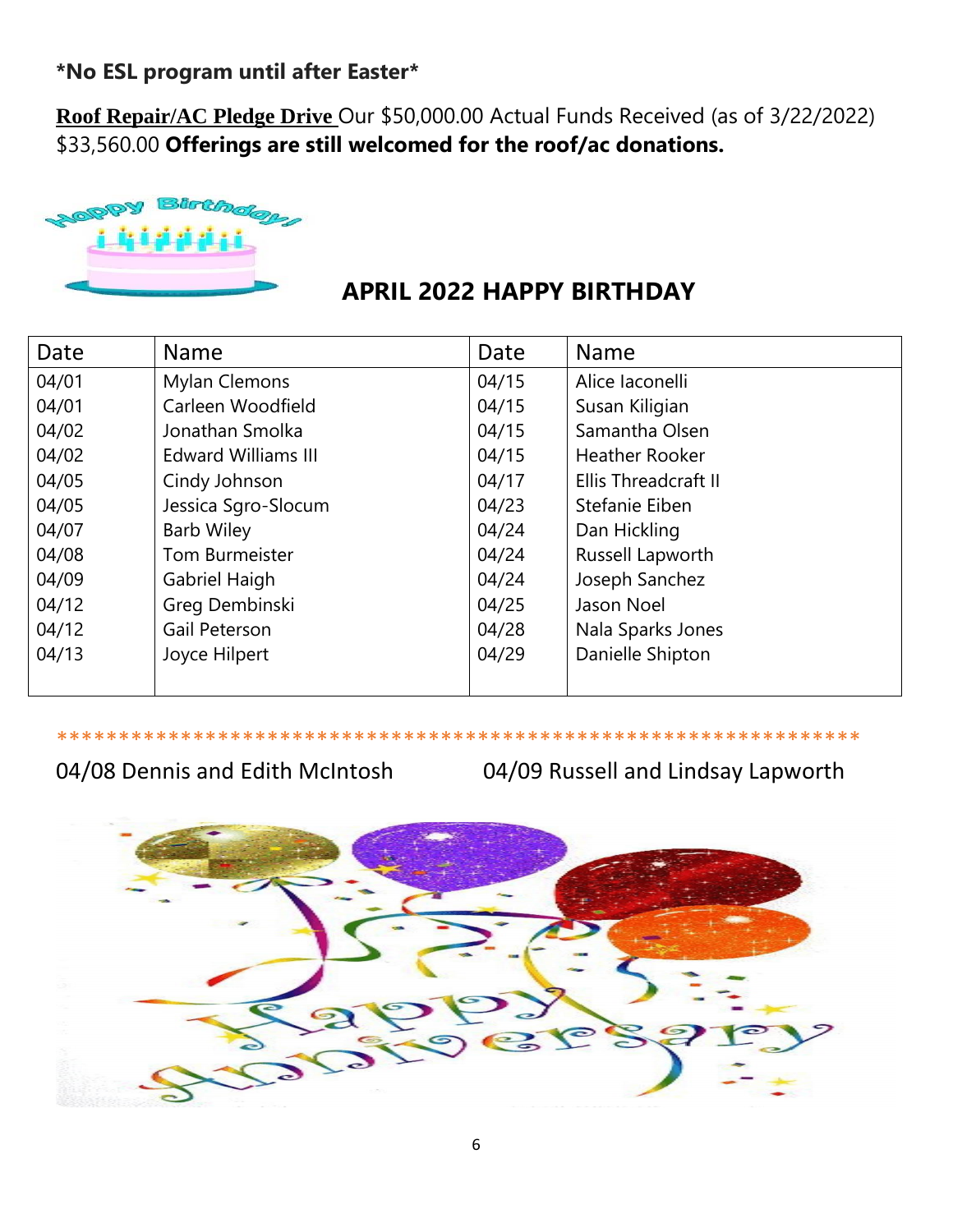**\*No ESL program until after Easter\***

**Roof Repair/AC Pledge Drive** Our $50,000.00 Actual Funds Received (as of 3/22/2022) $33,560.00 **Offerings are still welcomed for the roof/ac donations.**

## APRIL 2022 HAPPY BIRTHDAY

| Date | Name | Date | Name |
|---|---|---|---|
| 04/01 | Mylan Clemons | 04/15 | Alice Iaconelli |
| 04/01 | Carleen Woodfield | 04/15 | Susan Kiligian |
| 04/02 | Jonathan Smolka | 04/15 | Samantha Olsen |
| 04/02 | Edward Williams III | 04/15 | Heather Rooker |
| 04/05 | Cindy Johnson | 04/17 | Ellis Threadcraft II |
| 04/05 | Jessica Sgro-Slocum | 04/23 | Stefanie Eiben |
| 04/07 | Barb Wiley | 04/24 | Dan Hickling |
| 04/08 | Tom Burmeister | 04/24 | Russell Lapworth |
| 04/09 | Gabriel Haigh | 04/24 | Joseph Sanchez |
| 04/12 | Greg Dembinski | 04/25 | Jason Noel |
| 04/12 | Gail Peterson | 04/28 | Nala Sparks Jones |
| 04/13 | Joyce Hilpert | 04/29 | Danielle Shipton |

**************************************************************

04/08 Dennis and Edith McIntosh

04/09 Russell and Lindsay Lapworth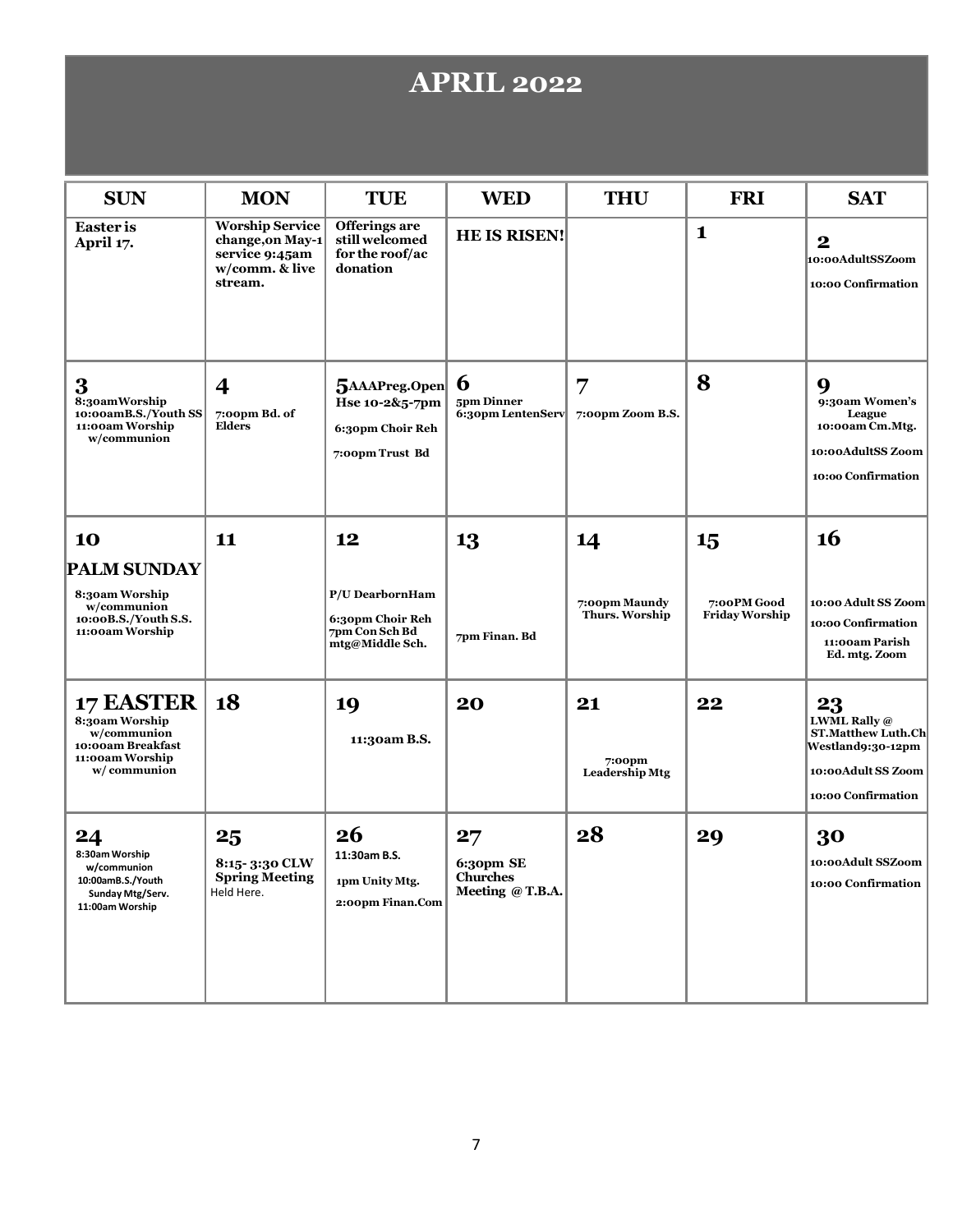# APRIL 2022

| SUN | MON | TUE | WED | THU | FRI | SAT |
|---|---|---|---|---|---|---|
| **Easter is April 17.** | **Worship Service change,on May-1 service 9:45am w/comm. & live stream.** | **Offerings are still welcomed for the roof/ac donation** | **HE IS RISEN!** | | **1** | **2** 10:00AdultSSZoom 10:00 Confirmation |
| **3** 8:30amWorship 10:00amB.S./Youth SS 11:00am Worship w/communion | **4** 7:00pm Bd. of Elders | **5**AAAPreg.Open Hse 10-2&5-7pm 6:30pm Choir Reh 7:00pm Trust Bd | **6** 5pm Dinner 6:30pm LentenServ | **7** 7:00pm Zoom B.S. | **8** | **9** 9:30am Women's League 10:00am Cm.Mtg. 10:00AdultSS Zoom 10:00 Confirmation |
| **10** **PALM SUNDAY** 8:30am Worship w/communion 10:00B.S./Youth S.S. 11:00am Worship | **11** | **12** P/U DearbornHam 6:30pm Choir Reh 7pm Con Sch Bd mtg@Middle Sch. | **13** 7pm Finan. Bd | **14** 7:00pm Maundy Thurs. Worship | **15** 7:00PM Good Friday Worship | **16** 10:00 Adult SS Zoom 10:00 Confirmation 11:00am Parish Ed. mtg. Zoom |
| **17 EASTER** 8:30am Worship w/communion 10:00am Breakfast 11:00am Worship w/ communion | **18** | **19** 11:30am B.S. | **20** | **21** 7:00pm Leadership Mtg | **22** | **23** LWML Rally @ ST.Matthew Luth.Ch Westland9:30-12pm 10:00Adult SS Zoom 10:00 Confirmation |
| **24** 8:30am Worship w/communion 10:00amB.S./Youth Sunday Mtg/Serv. 11:00am Worship | **25** 8:15- 3:30 CLW Spring Meeting Held Here. | **26** 11:30am B.S. 1pm Unity Mtg. 2:00pm Finan.Com | **27** 6:30pm SE Churches Meeting @ T.B.A. | **28** | **29** | **30** 10:00Adult SSZoom 10:00 Confirmation |